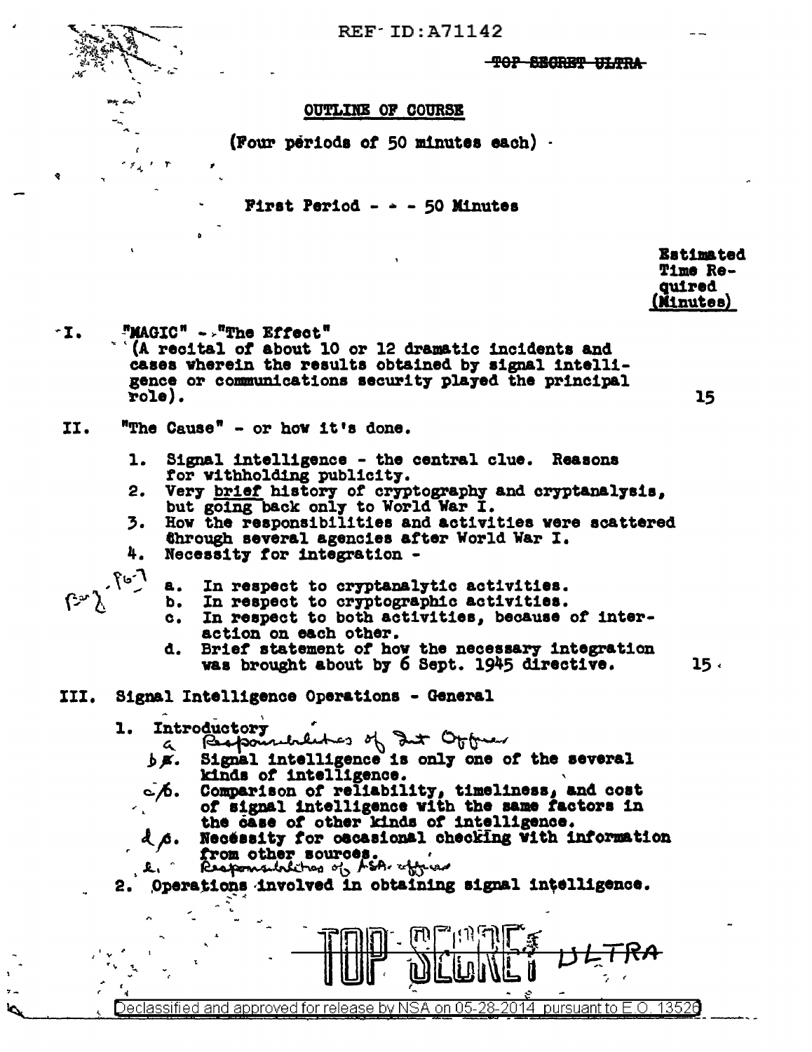TOP SECRET ULTRA

## OUTLINE OF COURSE

(Four periods of 50 minutes each)

### First Period - - - 50 Minutes

Estimated Time Required (Minutes)

I. "MAGIC" - "The Effect"
(A recital of about 10 or 12 dramatic incidents and cases wherein the results obtained by signal intelligence or communications security played the principal role). — 15

II. "The Cause" - or how it's done.

1. Signal intelligence - the central clue. Reasons for withholding publicity.
2. Very brief history of cryptography and cryptanalysis, but going back only to World War I.
3. How the responsibilities and activities were scattered through several agencies after World War I.
4. Necessity for integration -
   a. In respect to cryptanalytic activities.
   b. In respect to cryptographic activities.
   c. In respect to both activities, because of interaction on each other.
   d. Brief statement of how the necessary integration was brought about by 6 Sept. 1945 directive. — 15

III. Signal Intelligence Operations - General

1. Introductory
   a. Responsibilities of Int Officer
   b. Signal intelligence is only one of the several kinds of intelligence.
   c. Comparison of reliability, timeliness, and cost of signal intelligence with the same factors in the case of other kinds of intelligence.
   d. Necessity for occasional checking with information from other sources.
   e. Responsibilities of ASA officers
2. Operations involved in obtaining signal intelligence.

TOP SECRET ULTRA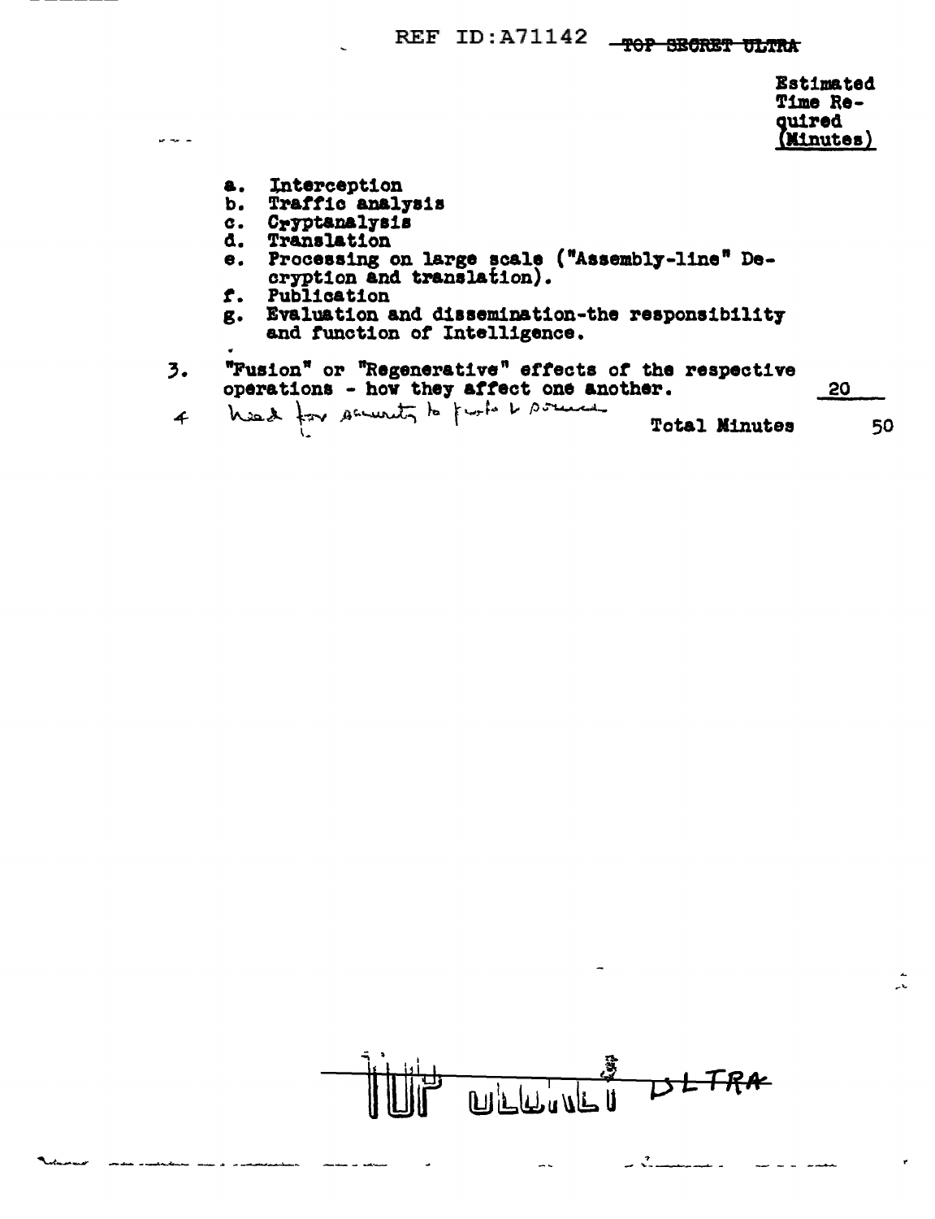Estimated Time Required (Minutes)

a. Interception
b. Traffic analysis
c. Cryptanalysis
d. Translation
e. Processing on large scale ("Assembly-line" Decryption and translation).
f. Publication
g. Evaluation and dissemination-the responsibility and function of Intelligence.

3. "Fusion" or "Regenerative" effects of the respective operations - how they affect one another. 20

4 Need for security to protect sources

Total Minutes 50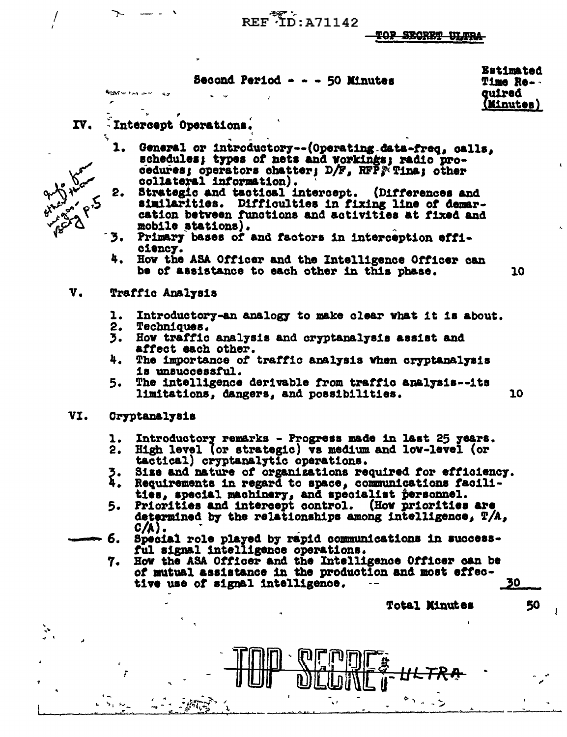TOP SECRET ULTRA

## Second Period - - - 50 Minutes

Estimated Time Required (Minutes)

IV. Intercept Operations.

1. General or introductory--(Operating data-freq, calls, schedules; types of nets and workings; radio procedures; operators chatter; D/F, RFP,* Tina; other collateral information).
2. Strategic and tactical intercept. (Differences and similarities. Difficulties in fixing line of demarcation between functions and activities at fixed and mobile stations).
3. Primary bases of and factors in interception efficiency.
4. How the ASA Officer and the Intelligence Officer can be of assistance to each other in this phase. — 10

*Info from other than wagon- BCG p.5*

V. Traffic Analysis

1. Introductory-an analogy to make clear what it is about.
2. Techniques.
3. How traffic analysis and cryptanalysis assist and affect each other.
4. The importance of traffic analysis when cryptanalysis is unsuccessful.
5. The intelligence derivable from traffic analysis--its limitations, dangers, and possibilities. — 10

VI. Cryptanalysis

1. Introductory remarks - Progress made in last 25 years.
2. High level (or strategic) vs medium and low-level (or tactical) cryptanalytic operations.
3. Size and nature of organizations required for efficiency.
4. Requirements in regard to space, communications facilities, special machinery, and specialist personnel.
5. Priorities and intercept control. (How priorities are determined by the relationships among intelligence, T/A, C/A).
6. Special role played by rapid communications in successful signal intelligence operations.
7. How the ASA Officer and the Intelligence Officer can be of mutual assistance in the production and most effective use of signal intelligence. — 30

Total Minutes — 50

TOP SECRET ULTRA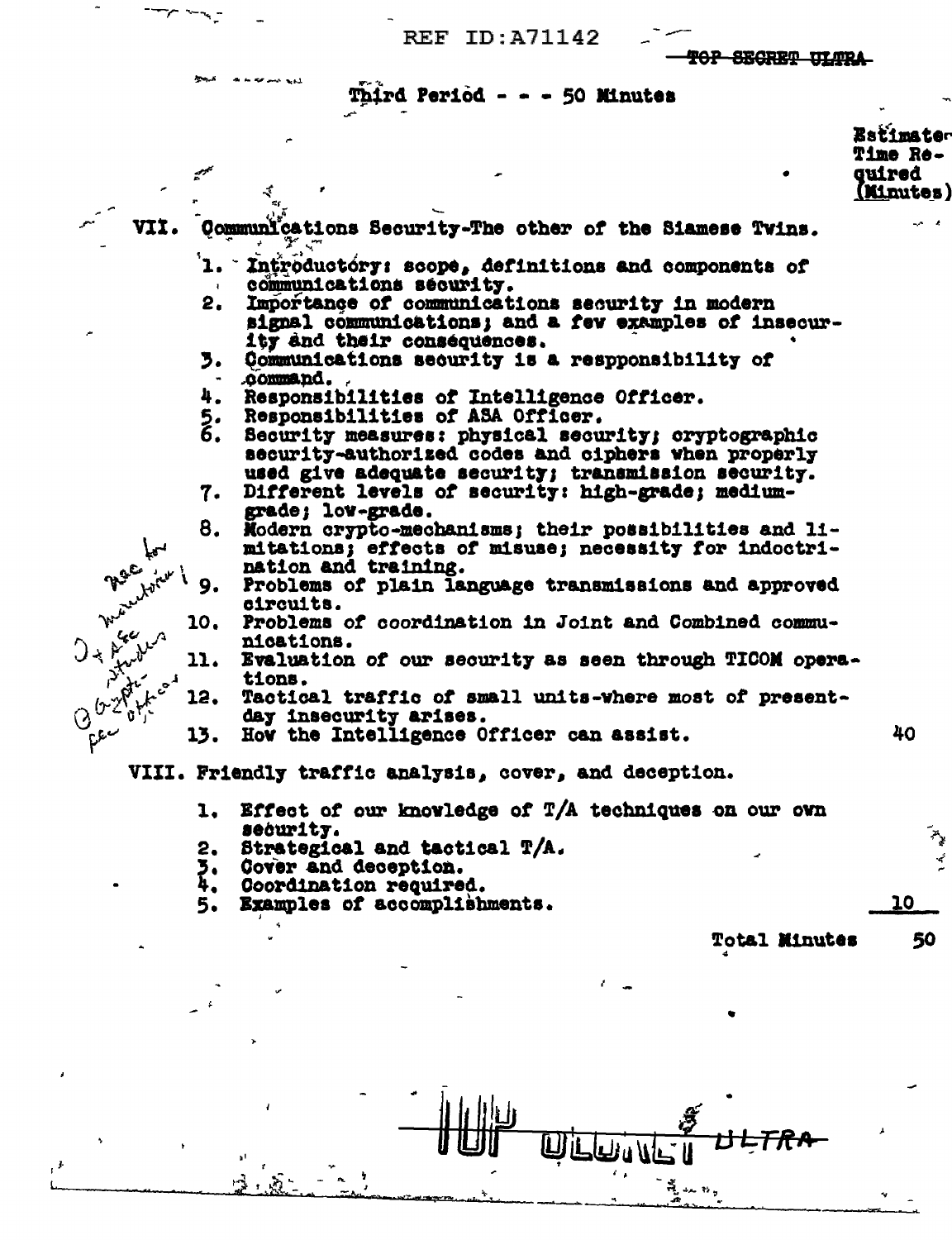Third Period - - - 50 Minutes

| | Estimated Time Required (Minutes) |
|---|---|
| **VII. Communications Security-The other of the Siamese Twins.** | |
| 1. Introductory: scope, definitions and components of communications security. | |
| 2. Importance of communications security in modern signal communications; and a few examples of insecurity and their consequences. | |
| 3. Communications security is a respponsibility of command. | |
| 4. Responsibilities of Intelligence Officer. | |
| 5. Responsibilities of ASA Officer. | |
| 6. Security measures: physical security; cryptographic security-authorized codes and ciphers when properly used give adequate security; transmission security. | |
| 7. Different levels of security: high-grade; medium-grade; low-grade. | |
| 8. Modern crypto-mechanisms; their possibilities and limitations; effects of misuse; necessity for indoctrination and training. | |
| 9. Problems of plain language transmissions and approved circuits. | |
| 10. Problems of coordination in Joint and Combined communications. | |
| 11. Evaluation of our security as seen through TICOM operations. | |
| 12. Tactical traffic of small units-where most of present-day insecurity arises. | |
| 13. How the Intelligence Officer can assist. | 40 |
| **VIII. Friendly traffic analysis, cover, and deception.** | |
| 1. Effect of our knowledge of T/A techniques on our own security. | |
| 2. Strategical and tactical T/A. | |
| 3. Cover and deception. | |
| 4. Coordination required. | |
| 5. Examples of accomplishments. | 10 |
| Total Minutes | 50 |

*(Handwritten marginal note beside items 8–12: "nec for monitoring / ① + ASA studies / ② Crypto-sec officer")*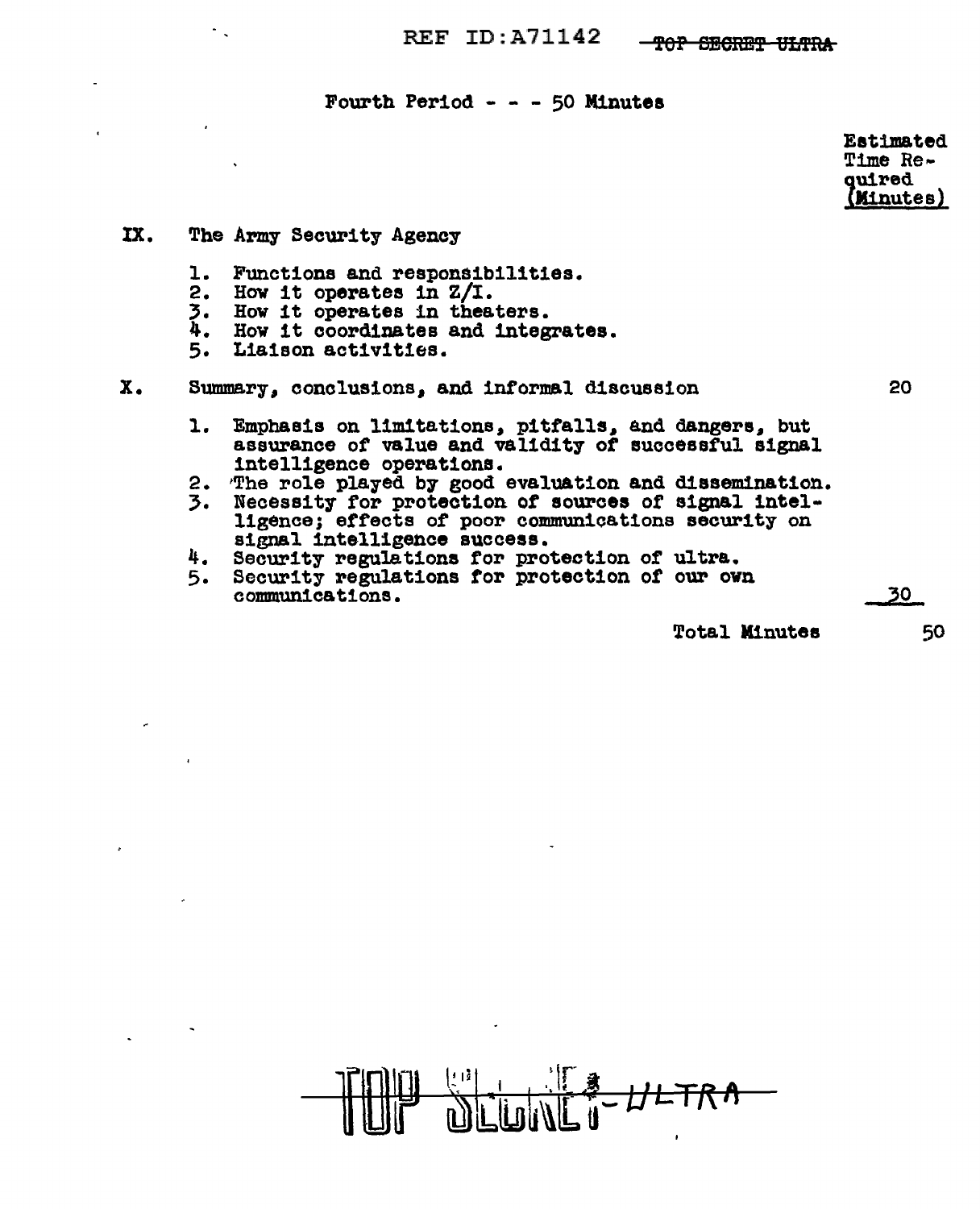Fourth Period - - - 50 Minutes

Estimated Time Required (Minutes)

IX. The Army Security Agency

1. Functions and responsibilities.
2. How it operates in Z/I.
3. How it operates in theaters.
4. How it coordinates and integrates.
5. Liaison activities.

20

X. Summary, conclusions, and informal discussion

1. Emphasis on limitations, pitfalls, and dangers, but assurance of value and validity of successful signal intelligence operations.
2. The role played by good evaluation and dissemination.
3. Necessity for protection of sources of signal intelligence; effects of poor communications security on signal intelligence success.
4. Security regulations for protection of ultra.
5. Security regulations for protection of our own communications.

30

Total Minutes 50